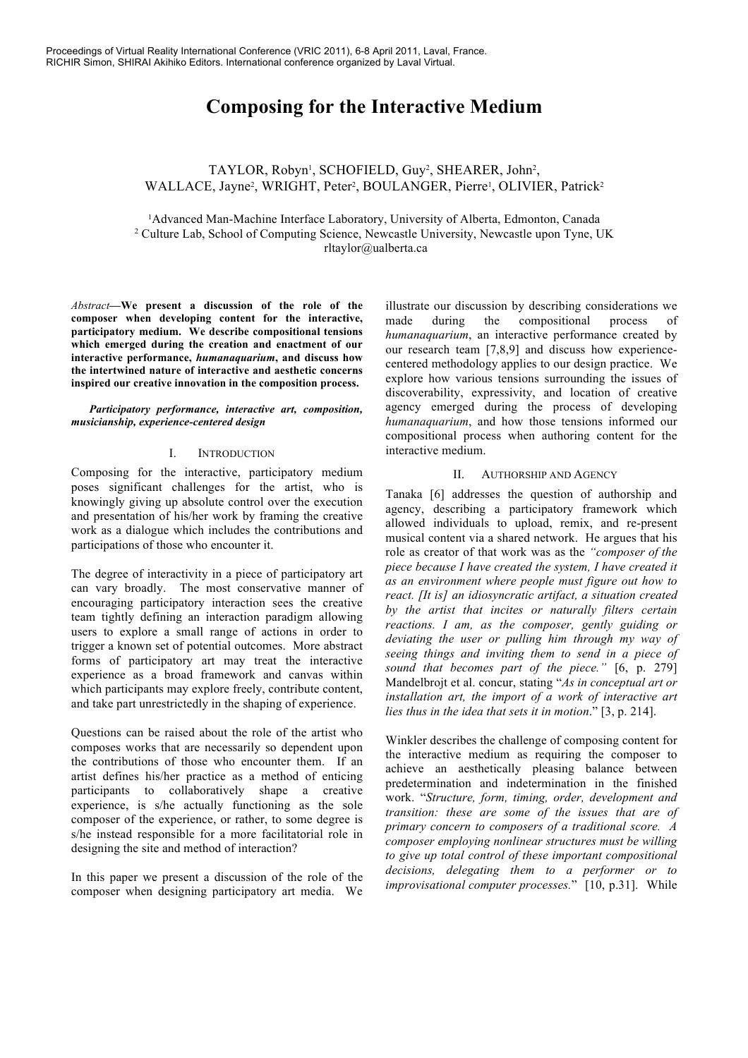Proceedings of Virtual Reality International Conference (VRIC 2011), 6-8 April 2011, Laval, France.
RICHIR Simon, SHIRAI Akihiko Editors. International conference organized by Laval Virtual.

# Composing for the Interactive Medium

TAYLOR, Robyn[1], SCHOFIELD, Guy[2], SHEARER, John[2],
WALLACE, Jayne[2], WRIGHT, Peter[2], BOULANGER, Pierre[1], OLIVIER, Patrick[2]

[1]Advanced Man-Machine Interface Laboratory, University of Alberta, Edmonton, Canada
[2] Culture Lab, School of Computing Science, Newcastle University, Newcastle upon Tyne, UK
rltaylor@ualberta.ca

*Abstract*—**We present a discussion of the role of the composer when developing content for the interactive, participatory medium. We describe compositional tensions which emerged during the creation and enactment of our interactive performance, *humanaquarium*, and discuss how the intertwined nature of interactive and aesthetic concerns inspired our creative innovation in the composition process.**

***Participatory performance, interactive art, composition, musicianship, experience-centered design***

## I. Introduction

Composing for the interactive, participatory medium poses significant challenges for the artist, who is knowingly giving up absolute control over the execution and presentation of his/her work by framing the creative work as a dialogue which includes the contributions and participations of those who encounter it.

The degree of interactivity in a piece of participatory art can vary broadly. The most conservative manner of encouraging participatory interaction sees the creative team tightly defining an interaction paradigm allowing users to explore a small range of actions in order to trigger a known set of potential outcomes. More abstract forms of participatory art may treat the interactive experience as a broad framework and canvas within which participants may explore freely, contribute content, and take part unrestrictedly in the shaping of experience.

Questions can be raised about the role of the artist who composes works that are necessarily so dependent upon the contributions of those who encounter them. If an artist defines his/her practice as a method of enticing participants to collaboratively shape a creative experience, is s/he actually functioning as the sole composer of the experience, or rather, to some degree is s/he instead responsible for a more facilitatorial role in designing the site and method of interaction?

In this paper we present a discussion of the role of the composer when designing participatory art media. We illustrate our discussion by describing considerations we made during the compositional process of *humanaquarium*, an interactive performance created by our research team [7,8,9] and discuss how experience-centered methodology applies to our design practice. We explore how various tensions surrounding the issues of discoverability, expressivity, and location of creative agency emerged during the process of developing *humanaquarium*, and how those tensions informed our compositional process when authoring content for the interactive medium.

## II. Authorship and Agency

Tanaka [6] addresses the question of authorship and agency, describing a participatory framework which allowed individuals to upload, remix, and re-present musical content via a shared network. He argues that his role as creator of that work was as the *"composer of the piece because I have created the system, I have created it as an environment where people must figure out how to react. [It is] an idiosyncratic artifact, a situation created by the artist that incites or naturally filters certain reactions. I am, as the composer, gently guiding or deviating the user or pulling him through my way of seeing things and inviting them to send in a piece of sound that becomes part of the piece."* [6, p. 279] Mandelbrojt et al. concur, stating "*As in conceptual art or installation art, the import of a work of interactive art lies thus in the idea that sets it in motion*." [3, p. 214].

Winkler describes the challenge of composing content for the interactive medium as requiring the composer to achieve an aesthetically pleasing balance between predetermination and indetermination in the finished work. "*Structure, form, timing, order, development and transition: these are some of the issues that are of primary concern to composers of a traditional score. A composer employing nonlinear structures must be willing to give up total control of these important compositional decisions, delegating them to a performer or to improvisational computer processes.*" [10, p.31]. While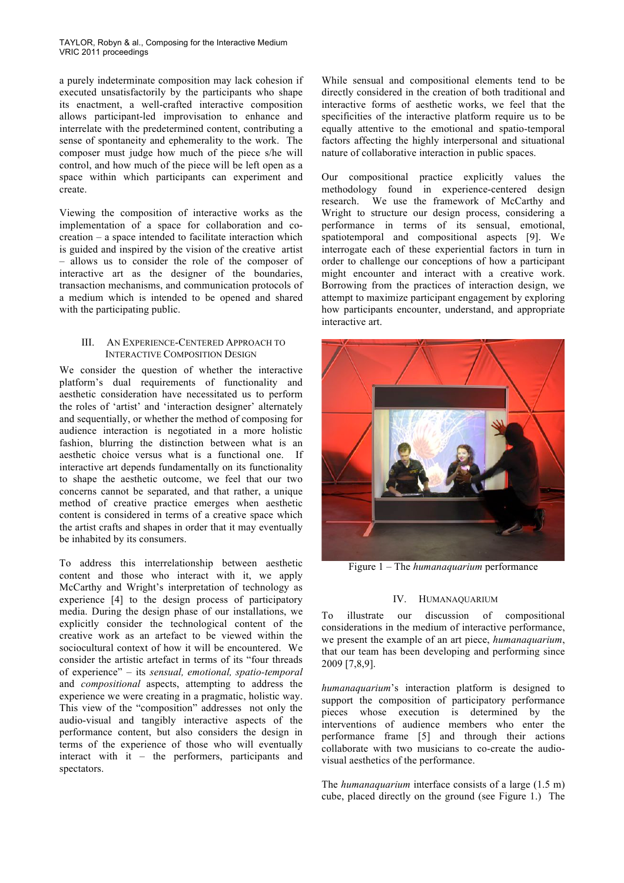a purely indeterminate composition may lack cohesion if executed unsatisfactorily by the participants who shape its enactment, a well-crafted interactive composition allows participant-led improvisation to enhance and interrelate with the predetermined content, contributing a sense of spontaneity and ephemerality to the work. The composer must judge how much of the piece s/he will control, and how much of the piece will be left open as a space within which participants can experiment and create.

Viewing the composition of interactive works as the implementation of a space for collaboration and co-creation – a space intended to facilitate interaction which is guided and inspired by the vision of the creative artist – allows us to consider the role of the composer of interactive art as the designer of the boundaries, transaction mechanisms, and communication protocols of a medium which is intended to be opened and shared with the participating public.

## III. An Experience-Centered Approach to Interactive Composition Design

We consider the question of whether the interactive platform's dual requirements of functionality and aesthetic consideration have necessitated us to perform the roles of 'artist' and 'interaction designer' alternately and sequentially, or whether the method of composing for audience interaction is negotiated in a more holistic fashion, blurring the distinction between what is an aesthetic choice versus what is a functional one. If interactive art depends fundamentally on its functionality to shape the aesthetic outcome, we feel that our two concerns cannot be separated, and that rather, a unique method of creative practice emerges when aesthetic content is considered in terms of a creative space which the artist crafts and shapes in order that it may eventually be inhabited by its consumers.

To address this interrelationship between aesthetic content and those who interact with it, we apply McCarthy and Wright's interpretation of technology as experience [4] to the design process of participatory media. During the design phase of our installations, we explicitly consider the technological content of the creative work as an artefact to be viewed within the sociocultural context of how it will be encountered. We consider the artistic artefact in terms of its "four threads of experience" – its *sensual, emotional, spatio-temporal* and *compositional* aspects, attempting to address the experience we were creating in a pragmatic, holistic way. This view of the "composition" addresses not only the audio-visual and tangibly interactive aspects of the performance content, but also considers the design in terms of the experience of those who will eventually interact with it – the performers, participants and spectators.

While sensual and compositional elements tend to be directly considered in the creation of both traditional and interactive forms of aesthetic works, we feel that the specificities of the interactive platform require us to be equally attentive to the emotional and spatio-temporal factors affecting the highly interpersonal and situational nature of collaborative interaction in public spaces.

Our compositional practice explicitly values the methodology found in experience-centered design research. We use the framework of McCarthy and Wright to structure our design process, considering a performance in terms of its sensual, emotional, spatiotemporal and compositional aspects [9]. We interrogate each of these experiential factors in turn in order to challenge our conceptions of how a participant might encounter and interact with a creative work. Borrowing from the practices of interaction design, we attempt to maximize participant engagement by exploring how participants encounter, understand, and appropriate interactive art.

Figure 1 – The *humanaquarium* performance

## IV. Humanaquarium

To illustrate our discussion of compositional considerations in the medium of interactive performance, we present the example of an art piece, *humanaquarium*, that our team has been developing and performing since 2009 [7,8,9].

*humanaquarium*'s interaction platform is designed to support the composition of participatory performance pieces whose execution is determined by the interventions of audience members who enter the performance frame [5] and through their actions collaborate with two musicians to co-create the audio-visual aesthetics of the performance.

The *humanaquarium* interface consists of a large (1.5 m) cube, placed directly on the ground (see Figure 1.) The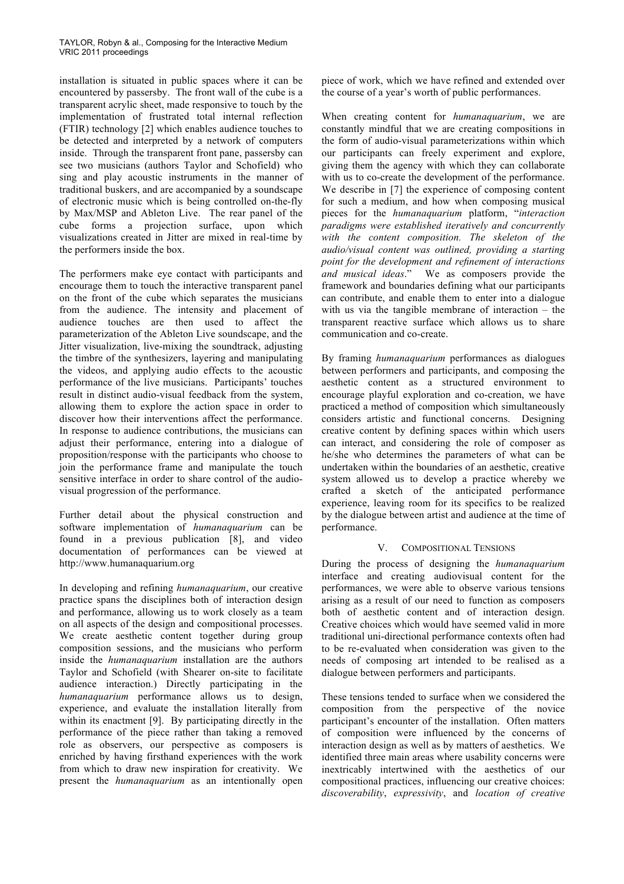installation is situated in public spaces where it can be encountered by passersby. The front wall of the cube is a transparent acrylic sheet, made responsive to touch by the implementation of frustrated total internal reflection (FTIR) technology [2] which enables audience touches to be detected and interpreted by a network of computers inside. Through the transparent front pane, passersby can see two musicians (authors Taylor and Schofield) who sing and play acoustic instruments in the manner of traditional buskers, and are accompanied by a soundscape of electronic music which is being controlled on-the-fly by Max/MSP and Ableton Live. The rear panel of the cube forms a projection surface, upon which visualizations created in Jitter are mixed in real-time by the performers inside the box.

The performers make eye contact with participants and encourage them to touch the interactive transparent panel on the front of the cube which separates the musicians from the audience. The intensity and placement of audience touches are then used to affect the parameterization of the Ableton Live soundscape, and the Jitter visualization, live-mixing the soundtrack, adjusting the timbre of the synthesizers, layering and manipulating the videos, and applying audio effects to the acoustic performance of the live musicians. Participants' touches result in distinct audio-visual feedback from the system, allowing them to explore the action space in order to discover how their interventions affect the performance. In response to audience contributions, the musicians can adjust their performance, entering into a dialogue of proposition/response with the participants who choose to join the performance frame and manipulate the touch sensitive interface in order to share control of the audio-visual progression of the performance.

Further detail about the physical construction and software implementation of *humanaquarium* can be found in a previous publication [8], and video documentation of performances can be viewed at http://www.humanaquarium.org

In developing and refining *humanaquarium*, our creative practice spans the disciplines both of interaction design and performance, allowing us to work closely as a team on all aspects of the design and compositional processes. We create aesthetic content together during group composition sessions, and the musicians who perform inside the *humanaquarium* installation are the authors Taylor and Schofield (with Shearer on-site to facilitate audience interaction.) Directly participating in the *humanaquarium* performance allows us to design, experience, and evaluate the installation literally from within its enactment [9]. By participating directly in the performance of the piece rather than taking a removed role as observers, our perspective as composers is enriched by having firsthand experiences with the work from which to draw new inspiration for creativity. We present the *humanaquarium* as an intentionally open piece of work, which we have refined and extended over the course of a year's worth of public performances.

When creating content for *humanaquarium*, we are constantly mindful that we are creating compositions in the form of audio-visual parameterizations within which our participants can freely experiment and explore, giving them the agency with which they can collaborate with us to co-create the development of the performance. We describe in [7] the experience of composing content for such a medium, and how when composing musical pieces for the *humanaquarium* platform, "*interaction paradigms were established iteratively and concurrently with the content composition. The skeleton of the audio/visual content was outlined, providing a starting point for the development and refinement of interactions and musical ideas*." We as composers provide the framework and boundaries defining what our participants can contribute, and enable them to enter into a dialogue with us via the tangible membrane of interaction – the transparent reactive surface which allows us to share communication and co-create.

By framing *humanaquarium* performances as dialogues between performers and participants, and composing the aesthetic content as a structured environment to encourage playful exploration and co-creation, we have practiced a method of composition which simultaneously considers artistic and functional concerns. Designing creative content by defining spaces within which users can interact, and considering the role of composer as he/she who determines the parameters of what can be undertaken within the boundaries of an aesthetic, creative system allowed us to develop a practice whereby we crafted a sketch of the anticipated performance experience, leaving room for its specifics to be realized by the dialogue between artist and audience at the time of performance.

## V. COMPOSITIONAL TENSIONS

During the process of designing the *humanaquarium* interface and creating audiovisual content for the performances, we were able to observe various tensions arising as a result of our need to function as composers both of aesthetic content and of interaction design. Creative choices which would have seemed valid in more traditional uni-directional performance contexts often had to be re-evaluated when consideration was given to the needs of composing art intended to be realised as a dialogue between performers and participants.

These tensions tended to surface when we considered the composition from the perspective of the novice participant's encounter of the installation. Often matters of composition were influenced by the concerns of interaction design as well as by matters of aesthetics. We identified three main areas where usability concerns were inextricably intertwined with the aesthetics of our compositional practices, influencing our creative choices: *discoverability*, *expressivity*, and *location of creative*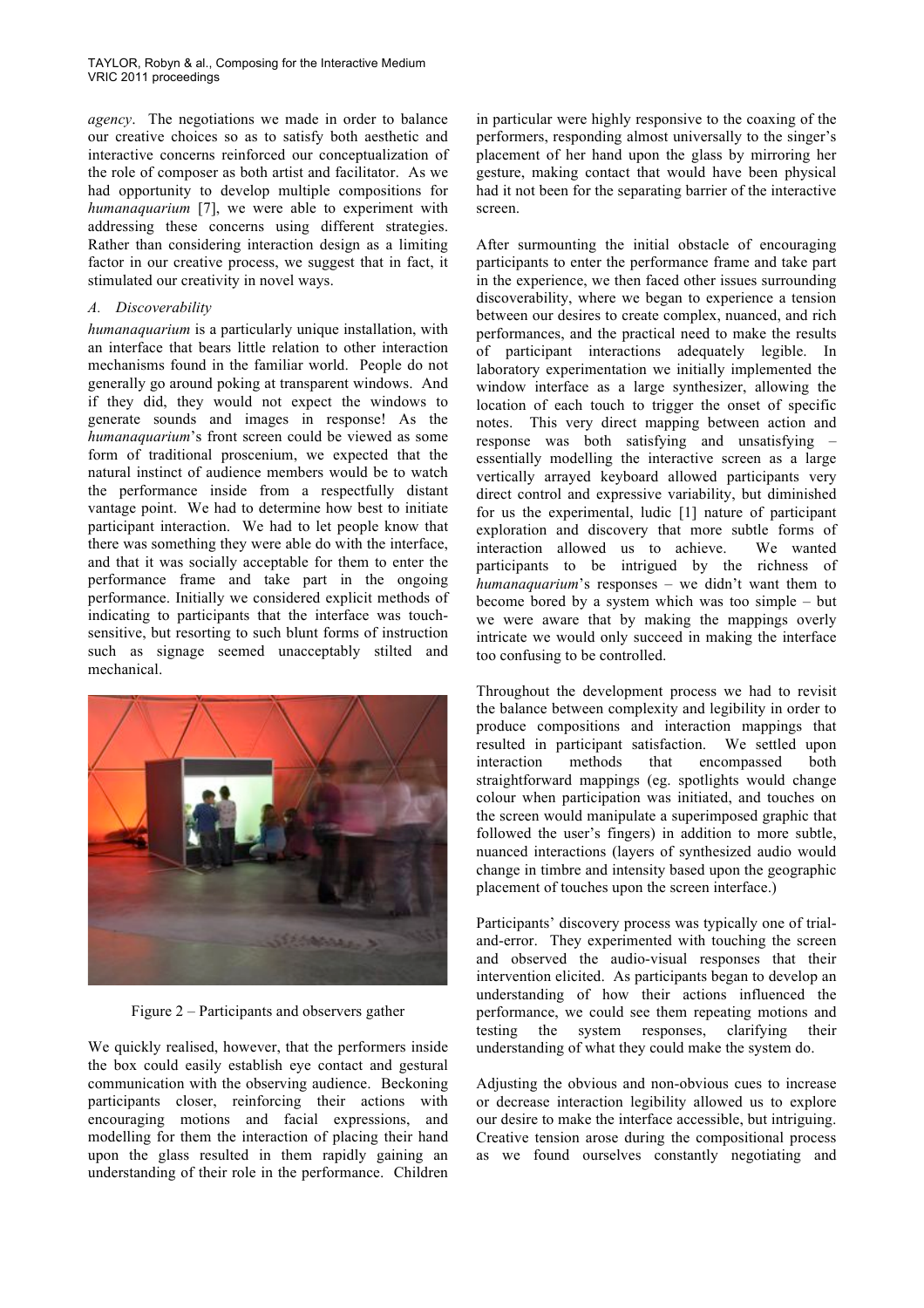*agency*. The negotiations we made in order to balance our creative choices so as to satisfy both aesthetic and interactive concerns reinforced our conceptualization of the role of composer as both artist and facilitator. As we had opportunity to develop multiple compositions for *humanaquarium* [7], we were able to experiment with addressing these concerns using different strategies. Rather than considering interaction design as a limiting factor in our creative process, we suggest that in fact, it stimulated our creativity in novel ways.

### A. Discoverability

*humanaquarium* is a particularly unique installation, with an interface that bears little relation to other interaction mechanisms found in the familiar world. People do not generally go around poking at transparent windows. And if they did, they would not expect the windows to generate sounds and images in response! As the *humanaquarium*'s front screen could be viewed as some form of traditional proscenium, we expected that the natural instinct of audience members would be to watch the performance inside from a respectfully distant vantage point. We had to determine how best to initiate participant interaction. We had to let people know that there was something they were able do with the interface, and that it was socially acceptable for them to enter the performance frame and take part in the ongoing performance. Initially we considered explicit methods of indicating to participants that the interface was touch-sensitive, but resorting to such blunt forms of instruction such as signage seemed unacceptably stilted and mechanical.

Figure 2 – Participants and observers gather

We quickly realised, however, that the performers inside the box could easily establish eye contact and gestural communication with the observing audience. Beckoning participants closer, reinforcing their actions with encouraging motions and facial expressions, and modelling for them the interaction of placing their hand upon the glass resulted in them rapidly gaining an understanding of their role in the performance. Children in particular were highly responsive to the coaxing of the performers, responding almost universally to the singer's placement of her hand upon the glass by mirroring her gesture, making contact that would have been physical had it not been for the separating barrier of the interactive screen.

After surmounting the initial obstacle of encouraging participants to enter the performance frame and take part in the experience, we then faced other issues surrounding discoverability, where we began to experience a tension between our desires to create complex, nuanced, and rich performances, and the practical need to make the results of participant interactions adequately legible. In laboratory experimentation we initially implemented the window interface as a large synthesizer, allowing the location of each touch to trigger the onset of specific notes. This very direct mapping between action and response was both satisfying and unsatisfying – essentially modelling the interactive screen as a large vertically arrayed keyboard allowed participants very direct control and expressive variability, but diminished for us the experimental, ludic [1] nature of participant exploration and discovery that more subtle forms of interaction allowed us to achieve. We wanted participants to be intrigued by the richness of *humanaquarium*'s responses – we didn't want them to become bored by a system which was too simple – but we were aware that by making the mappings overly intricate we would only succeed in making the interface too confusing to be controlled.

Throughout the development process we had to revisit the balance between complexity and legibility in order to produce compositions and interaction mappings that resulted in participant satisfaction. We settled upon interaction methods that encompassed both straightforward mappings (eg. spotlights would change colour when participation was initiated, and touches on the screen would manipulate a superimposed graphic that followed the user's fingers) in addition to more subtle, nuanced interactions (layers of synthesized audio would change in timbre and intensity based upon the geographic placement of touches upon the screen interface.)

Participants' discovery process was typically one of trial-and-error. They experimented with touching the screen and observed the audio-visual responses that their intervention elicited. As participants began to develop an understanding of how their actions influenced the performance, we could see them repeating motions and testing the system responses, clarifying their understanding of what they could make the system do.

Adjusting the obvious and non-obvious cues to increase or decrease interaction legibility allowed us to explore our desire to make the interface accessible, but intriguing. Creative tension arose during the compositional process as we found ourselves constantly negotiating and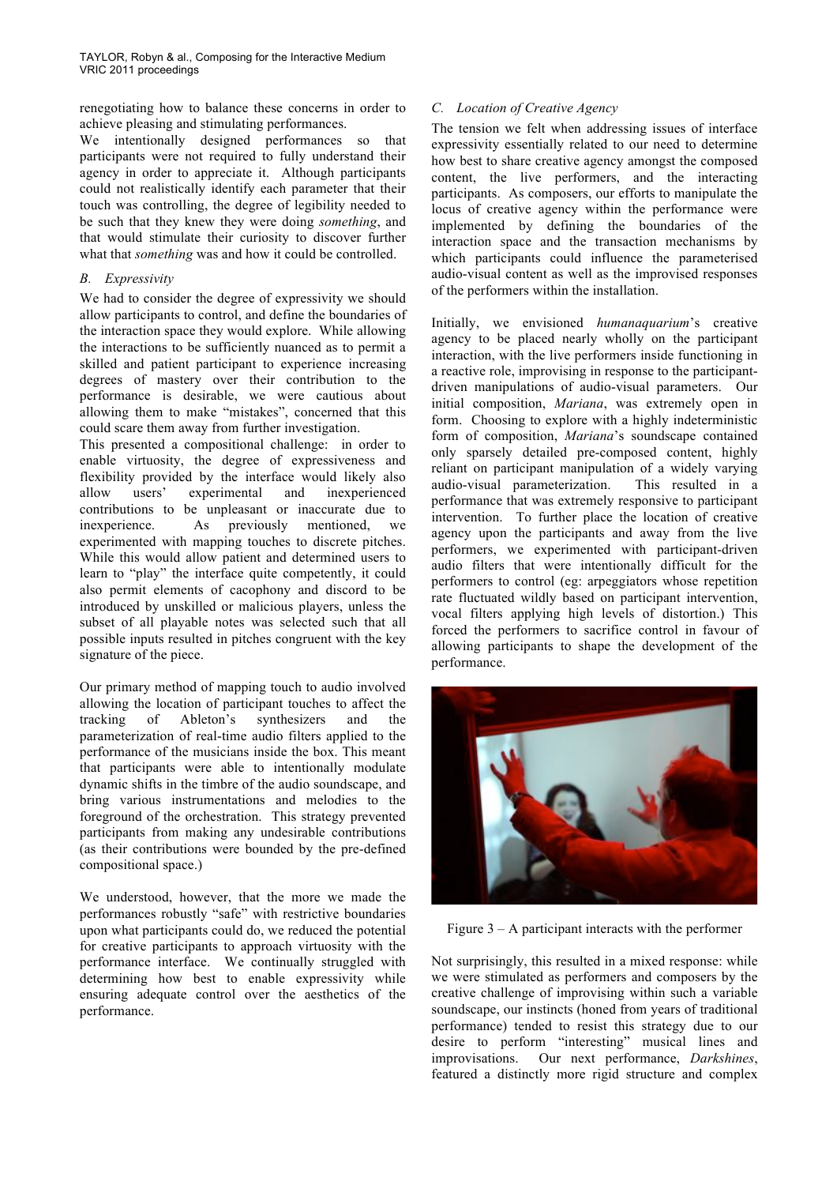renegotiating how to balance these concerns in order to achieve pleasing and stimulating performances.

We intentionally designed performances so that participants were not required to fully understand their agency in order to appreciate it. Although participants could not realistically identify each parameter that their touch was controlling, the degree of legibility needed to be such that they knew they were doing *something*, and that would stimulate their curiosity to discover further what that *something* was and how it could be controlled.

### *B. Expressivity*

We had to consider the degree of expressivity we should allow participants to control, and define the boundaries of the interaction space they would explore. While allowing the interactions to be sufficiently nuanced as to permit a skilled and patient participant to experience increasing degrees of mastery over their contribution to the performance is desirable, we were cautious about allowing them to make "mistakes", concerned that this could scare them away from further investigation.

This presented a compositional challenge: in order to enable virtuosity, the degree of expressiveness and flexibility provided by the interface would likely also allow users' experimental and inexperienced contributions to be unpleasant or inaccurate due to inexperience. As previously mentioned, we experimented with mapping touches to discrete pitches. While this would allow patient and determined users to learn to "play" the interface quite competently, it could also permit elements of cacophony and discord to be introduced by unskilled or malicious players, unless the subset of all playable notes was selected such that all possible inputs resulted in pitches congruent with the key signature of the piece.

Our primary method of mapping touch to audio involved allowing the location of participant touches to affect the tracking of Ableton's synthesizers and the parameterization of real-time audio filters applied to the performance of the musicians inside the box. This meant that participants were able to intentionally modulate dynamic shifts in the timbre of the audio soundscape, and bring various instrumentations and melodies to the foreground of the orchestration. This strategy prevented participants from making any undesirable contributions (as their contributions were bounded by the pre-defined compositional space.)

We understood, however, that the more we made the performances robustly "safe" with restrictive boundaries upon what participants could do, we reduced the potential for creative participants to approach virtuosity with the performance interface. We continually struggled with determining how best to enable expressivity while ensuring adequate control over the aesthetics of the performance.

### *C. Location of Creative Agency*

The tension we felt when addressing issues of interface expressivity essentially related to our need to determine how best to share creative agency amongst the composed content, the live performers, and the interacting participants. As composers, our efforts to manipulate the locus of creative agency within the performance were implemented by defining the boundaries of the interaction space and the transaction mechanisms by which participants could influence the parameterised audio-visual content as well as the improvised responses of the performers within the installation.

Initially, we envisioned *humanaquarium*'s creative agency to be placed nearly wholly on the participant interaction, with the live performers inside functioning in a reactive role, improvising in response to the participant-driven manipulations of audio-visual parameters. Our initial composition, *Mariana*, was extremely open in form. Choosing to explore with a highly indeterministic form of composition, *Mariana*'s soundscape contained only sparsely detailed pre-composed content, highly reliant on participant manipulation of a widely varying audio-visual parameterization. This resulted in a performance that was extremely responsive to participant intervention. To further place the location of creative agency upon the participants and away from the live performers, we experimented with participant-driven audio filters that were intentionally difficult for the performers to control (eg: arpeggiators whose repetition rate fluctuated wildly based on participant intervention, vocal filters applying high levels of distortion.) This forced the performers to sacrifice control in favour of allowing participants to shape the development of the performance.

Figure 3 – A participant interacts with the performer

Not surprisingly, this resulted in a mixed response: while we were stimulated as performers and composers by the creative challenge of improvising within such a variable soundscape, our instincts (honed from years of traditional performance) tended to resist this strategy due to our desire to perform "interesting" musical lines and improvisations. Our next performance, *Darkshines*, featured a distinctly more rigid structure and complex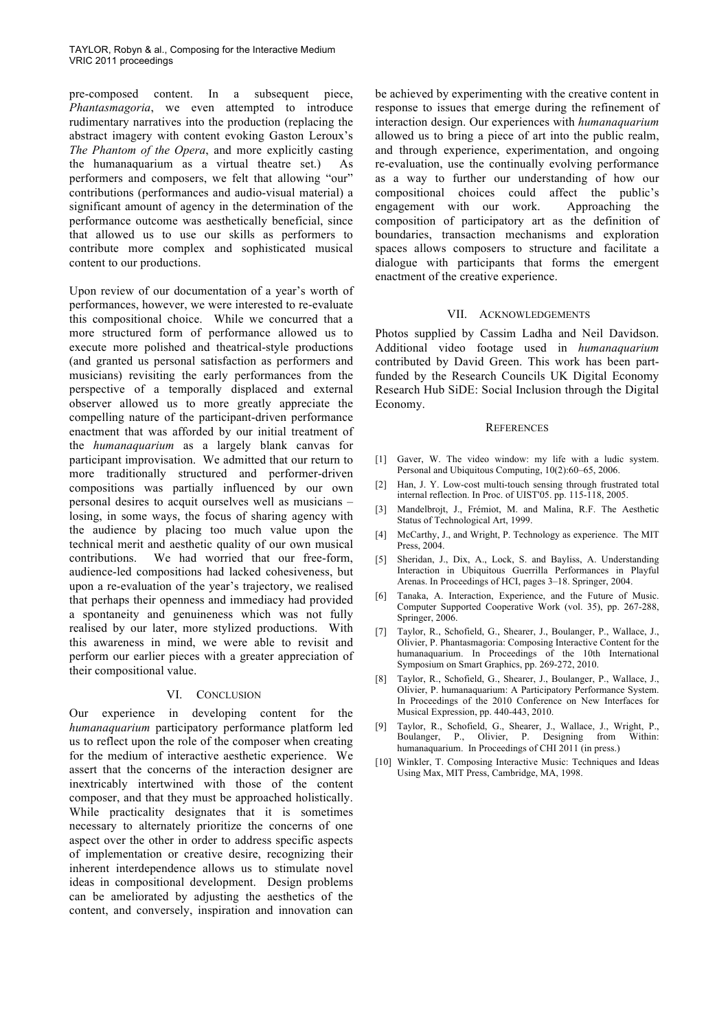pre-composed content. In a subsequent piece, *Phantasmagoria*, we even attempted to introduce rudimentary narratives into the production (replacing the abstract imagery with content evoking Gaston Leroux's *The Phantom of the Opera*, and more explicitly casting the humanaquarium as a virtual theatre set.) As performers and composers, we felt that allowing "our" contributions (performances and audio-visual material) a significant amount of agency in the determination of the performance outcome was aesthetically beneficial, since that allowed us to use our skills as performers to contribute more complex and sophisticated musical content to our productions.

Upon review of our documentation of a year's worth of performances, however, we were interested to re-evaluate this compositional choice. While we concurred that a more structured form of performance allowed us to execute more polished and theatrical-style productions (and granted us personal satisfaction as performers and musicians) revisiting the early performances from the perspective of a temporally displaced and external observer allowed us to more greatly appreciate the compelling nature of the participant-driven performance enactment that was afforded by our initial treatment of the *humanaquarium* as a largely blank canvas for participant improvisation. We admitted that our return to more traditionally structured and performer-driven compositions was partially influenced by our own personal desires to acquit ourselves well as musicians – losing, in some ways, the focus of sharing agency with the audience by placing too much value upon the technical merit and aesthetic quality of our own musical contributions. We had worried that our free-form, audience-led compositions had lacked cohesiveness, but upon a re-evaluation of the year's trajectory, we realised that perhaps their openness and immediacy had provided a spontaneity and genuineness which was not fully realised by our later, more stylized productions. With this awareness in mind, we were able to revisit and perform our earlier pieces with a greater appreciation of their compositional value.

## VI. Conclusion

Our experience in developing content for the *humanaquarium* participatory performance platform led us to reflect upon the role of the composer when creating for the medium of interactive aesthetic experience. We assert that the concerns of the interaction designer are inextricably intertwined with those of the content composer, and that they must be approached holistically. While practicality designates that it is sometimes necessary to alternately prioritize the concerns of one aspect over the other in order to address specific aspects of implementation or creative desire, recognizing their inherent interdependence allows us to stimulate novel ideas in compositional development. Design problems can be ameliorated by adjusting the aesthetics of the content, and conversely, inspiration and innovation can be achieved by experimenting with the creative content in response to issues that emerge during the refinement of interaction design. Our experiences with *humanaquarium* allowed us to bring a piece of art into the public realm, and through experience, experimentation, and ongoing re-evaluation, use the continually evolving performance as a way to further our understanding of how our compositional choices could affect the public's engagement with our work. Approaching the composition of participatory art as the definition of boundaries, transaction mechanisms and exploration spaces allows composers to structure and facilitate a dialogue with participants that forms the emergent enactment of the creative experience.

## VII. Acknowledgements

Photos supplied by Cassim Ladha and Neil Davidson. Additional video footage used in *humanaquarium* contributed by David Green. This work has been part-funded by the Research Councils UK Digital Economy Research Hub SiDE: Social Inclusion through the Digital Economy.

## References

[1] Gaver, W. The video window: my life with a ludic system. Personal and Ubiquitous Computing, 10(2):60–65, 2006.

[2] Han, J. Y. Low-cost multi-touch sensing through frustrated total internal reflection. In Proc. of UIST'05. pp. 115-118, 2005.

[3] Mandelbrojt, J., Frémiot, M. and Malina, R.F. The Aesthetic Status of Technological Art, 1999.

[4] McCarthy, J., and Wright, P. Technology as experience. The MIT Press, 2004.

[5] Sheridan, J., Dix, A., Lock, S. and Bayliss, A. Understanding Interaction in Ubiquitous Guerrilla Performances in Playful Arenas. In Proceedings of HCI, pages 3–18. Springer, 2004.

[6] Tanaka, A. Interaction, Experience, and the Future of Music. Computer Supported Cooperative Work (vol. 35), pp. 267-288, Springer, 2006.

[7] Taylor, R., Schofield, G., Shearer, J., Boulanger, P., Wallace, J., Olivier, P. Phantasmagoria: Composing Interactive Content for the humanaquarium. In Proceedings of the 10th International Symposium on Smart Graphics, pp. 269-272, 2010.

[8] Taylor, R., Schofield, G., Shearer, J., Boulanger, P., Wallace, J., Olivier, P. humanaquarium: A Participatory Performance System. In Proceedings of the 2010 Conference on New Interfaces for Musical Expression, pp. 440-443, 2010.

[9] Taylor, R., Schofield, G., Shearer, J., Wallace, J., Wright, P., Boulanger, P., Olivier, P. Designing from Within: humanaquarium. In Proceedings of CHI 2011 (in press.)

[10] Winkler, T. Composing Interactive Music: Techniques and Ideas Using Max, MIT Press, Cambridge, MA, 1998.